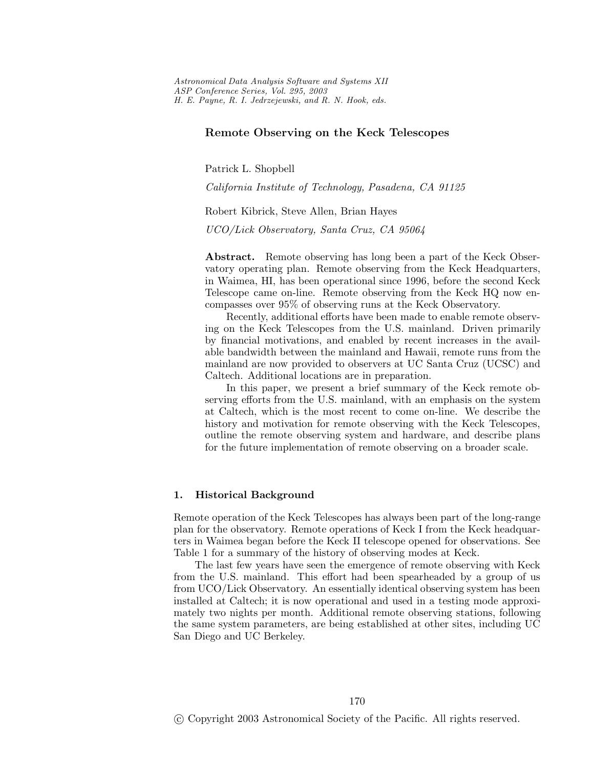# Remote Observing on the Keck Telescopes

Patrick L. Shopbell

*California Institute of Technology, Pasadena, CA 91125*

Robert Kibrick, Steve Allen, Brian Hayes

*UCO/Lick Observatory, Santa Cruz, CA 95064*

**Abstract.** Remote observing has long been a part of the Keck Observatory operating plan. Remote observing from the Keck Headquarters, in Waimea, HI, has been operational since 1996, before the second Keck Telescope came on-line. Remote observing from the Keck HQ now encompasses over 95% of observing runs at the Keck Observatory.

Recently, additional efforts have been made to enable remote observing on the Keck Telescopes from the U.S. mainland. Driven primarily by financial motivations, and enabled by recent increases in the available bandwidth between the mainland and Hawaii, remote runs from the mainland are now provided to observers at UC Santa Cruz (UCSC) and Caltech. Additional locations are in preparation.

In this paper, we present a brief summary of the Keck remote observing efforts from the U.S. mainland, with an emphasis on the system at Caltech, which is the most recent to come on-line. We describe the history and motivation for remote observing with the Keck Telescopes, outline the remote observing system and hardware, and describe plans for the future implementation of remote observing on a broader scale.

## 1. Historical Background

Remote operation of the Keck Telescopes has always been part of the long-range plan for the observatory. Remote operations of Keck I from the Keck headquarters in Waimea began before the Keck II telescope opened for observations. See Table 1 for a summary of the history of observing modes at Keck.

The last few years have seen the emergence of remote observing with Keck from the U.S. mainland. This effort had been spearheaded by a group of us from UCO/Lick Observatory. An essentially identical observing system has been installed at Caltech; it is now operational and used in a testing mode approximately two nights per month. Additional remote observing stations, following the same system parameters, are being established at other sites, including UC San Diego and UC Berkeley.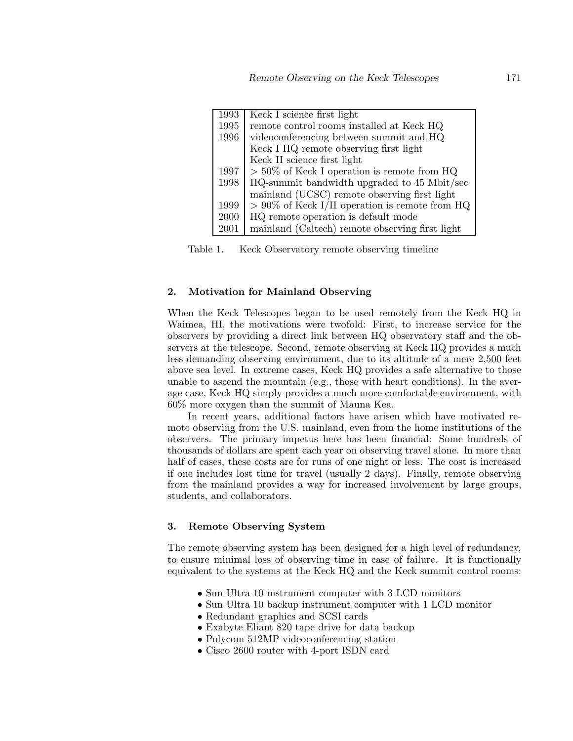| | |
|---|---|
| 1993 | Keck I science first light |
| 1995 | remote control rooms installed at Keck HQ |
| 1996 | videoconferencing between summit and HQ |
| | Keck I HQ remote observing first light |
| | Keck II science first light |
| 1997 | $> 50\%$ of Keck I operation is remote from HQ |
| 1998 | HQ-summit bandwidth upgraded to 45 Mbit/sec |
| | mainland (UCSC) remote observing first light |
| 1999 | $> 90\%$ of Keck I/II operation is remote from HQ |
| 2000 | HQ remote operation is default mode |
| 2001 | mainland (Caltech) remote observing first light |

Table 1. Keck Observatory remote observing timeline

## 2. Motivation for Mainland Observing

When the Keck Telescopes began to be used remotely from the Keck HQ in Waimea, HI, the motivations were twofold: First, to increase service for the observers by providing a direct link between HQ observatory staff and the observers at the telescope. Second, remote observing at Keck HQ provides a much less demanding observing environment, due to its altitude of a mere 2,500 feet above sea level. In extreme cases, Keck HQ provides a safe alternative to those unable to ascend the mountain (e.g., those with heart conditions). In the average case, Keck HQ simply provides a much more comfortable environment, with 60% more oxygen than the summit of Mauna Kea.

In recent years, additional factors have arisen which have motivated remote observing from the U.S. mainland, even from the home institutions of the observers. The primary impetus here has been financial: Some hundreds of thousands of dollars are spent each year on observing travel alone. In more than half of cases, these costs are for runs of one night or less. The cost is increased if one includes lost time for travel (usually 2 days). Finally, remote observing from the mainland provides a way for increased involvement by large groups, students, and collaborators.

## 3. Remote Observing System

The remote observing system has been designed for a high level of redundancy, to ensure minimal loss of observing time in case of failure. It is functionally equivalent to the systems at the Keck HQ and the Keck summit control rooms:

- Sun Ultra 10 instrument computer with 3 LCD monitors
- Sun Ultra 10 backup instrument computer with 1 LCD monitor
- Redundant graphics and SCSI cards
- Exabyte Eliant 820 tape drive for data backup
- Polycom 512MP videoconferencing station
- Cisco 2600 router with 4-port ISDN card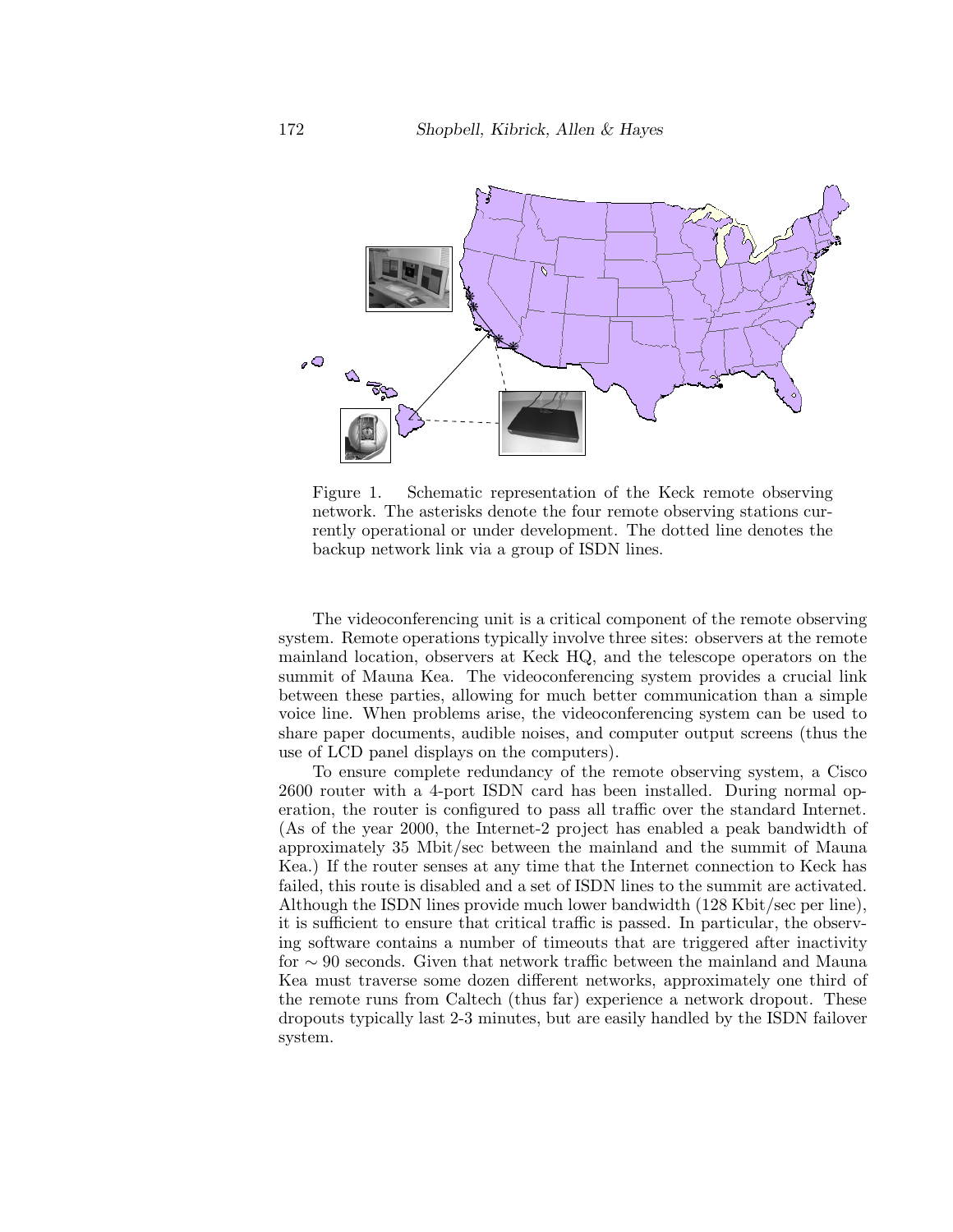Figure 1. Schematic representation of the Keck remote observing network. The asterisks denote the four remote observing stations currently operational or under development. The dotted line denotes the backup network link via a group of ISDN lines.

The videoconferencing unit is a critical component of the remote observing system. Remote operations typically involve three sites: observers at the remote mainland location, observers at Keck HQ, and the telescope operators on the summit of Mauna Kea. The videoconferencing system provides a crucial link between these parties, allowing for much better communication than a simple voice line. When problems arise, the videoconferencing system can be used to share paper documents, audible noises, and computer output screens (thus the use of LCD panel displays on the computers).

To ensure complete redundancy of the remote observing system, a Cisco 2600 router with a 4-port ISDN card has been installed. During normal operation, the router is configured to pass all traffic over the standard Internet. (As of the year 2000, the Internet-2 project has enabled a peak bandwidth of approximately 35 Mbit/sec between the mainland and the summit of Mauna Kea.) If the router senses at any time that the Internet connection to Keck has failed, this route is disabled and a set of ISDN lines to the summit are activated. Although the ISDN lines provide much lower bandwidth (128 Kbit/sec per line), it is sufficient to ensure that critical traffic is passed. In particular, the observing software contains a number of timeouts that are triggered after inactivity for $\sim 90$ seconds. Given that network traffic between the mainland and Mauna Kea must traverse some dozen different networks, approximately one third of the remote runs from Caltech (thus far) experience a network dropout. These dropouts typically last 2-3 minutes, but are easily handled by the ISDN failover system.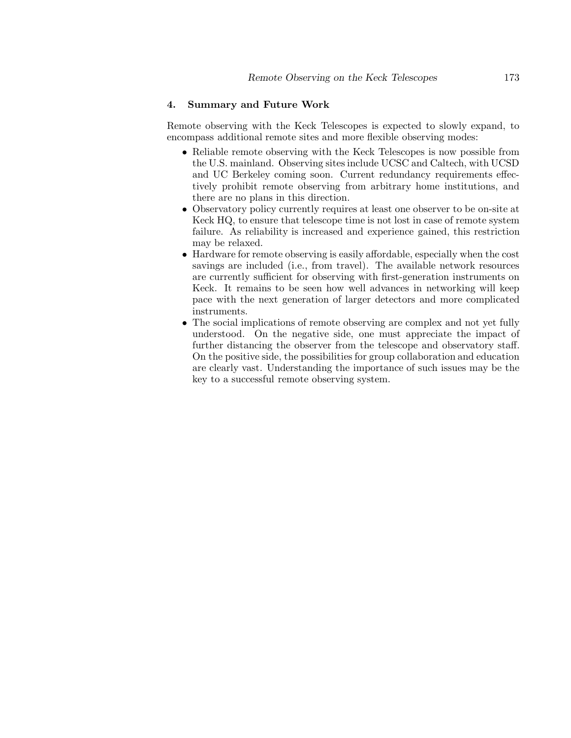## 4. Summary and Future Work

Remote observing with the Keck Telescopes is expected to slowly expand, to encompass additional remote sites and more flexible observing modes:

- Reliable remote observing with the Keck Telescopes is now possible from the U.S. mainland. Observing sites include UCSC and Caltech, with UCSD and UC Berkeley coming soon. Current redundancy requirements effectively prohibit remote observing from arbitrary home institutions, and there are no plans in this direction.
- Observatory policy currently requires at least one observer to be on-site at Keck HQ, to ensure that telescope time is not lost in case of remote system failure. As reliability is increased and experience gained, this restriction may be relaxed.
- Hardware for remote observing is easily affordable, especially when the cost savings are included (i.e., from travel). The available network resources are currently sufficient for observing with first-generation instruments on Keck. It remains to be seen how well advances in networking will keep pace with the next generation of larger detectors and more complicated instruments.
- The social implications of remote observing are complex and not yet fully understood. On the negative side, one must appreciate the impact of further distancing the observer from the telescope and observatory staff. On the positive side, the possibilities for group collaboration and education are clearly vast. Understanding the importance of such issues may be the key to a successful remote observing system.